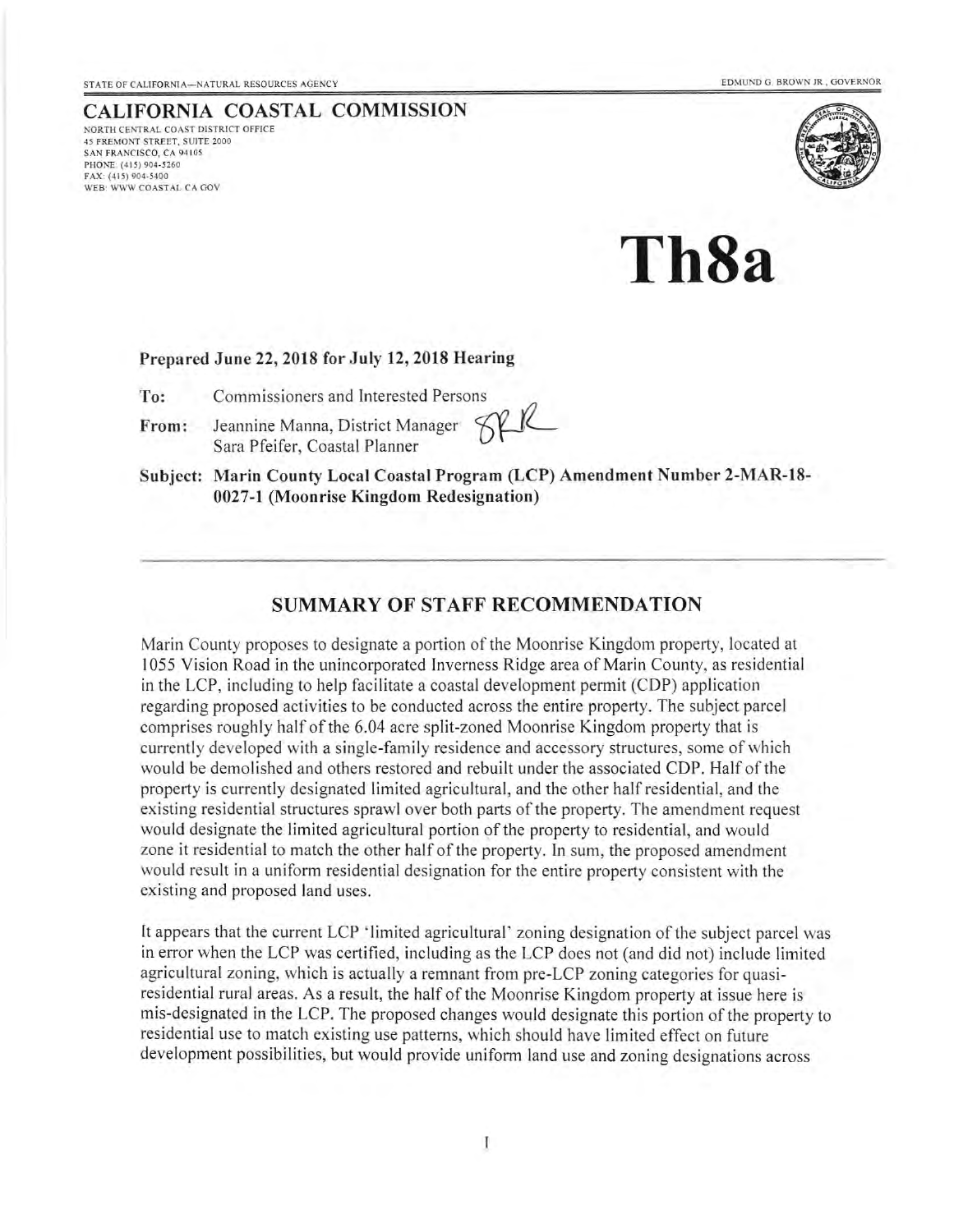STATE OF CALIFORNIA—NATURAL RESOURCES AGENCY

EDMUND G. BROWN JR., GOVERNOR

**CALIFORNIA COASTAL COMMISSION**

NORTH CENTRAL COAST DISTRICT OFFICE
45 FREMONT STREET, SUITE 2000
SAN FRANCISCO, CA 94105
PHONE: (415) 904-5260
FAX: (415) 904-5400
WEB: WWW.COASTAL.CA.GOV

# Th8a

**Prepared June 22, 2018 for July 12, 2018 Hearing**

**To:** Commissioners and Interested Persons

**From:** Jeannine Manna, District Manager
Sara Pfeifer, Coastal Planner

**Subject: Marin County Local Coastal Program (LCP) Amendment Number 2-MAR-18-0027-1 (Moonrise Kingdom Redesignation)**

## SUMMARY OF STAFF RECOMMENDATION

Marin County proposes to designate a portion of the Moonrise Kingdom property, located at 1055 Vision Road in the unincorporated Inverness Ridge area of Marin County, as residential in the LCP, including to help facilitate a coastal development permit (CDP) application regarding proposed activities to be conducted across the entire property. The subject parcel comprises roughly half of the 6.04 acre split-zoned Moonrise Kingdom property that is currently developed with a single-family residence and accessory structures, some of which would be demolished and others restored and rebuilt under the associated CDP. Half of the property is currently designated limited agricultural, and the other half residential, and the existing residential structures sprawl over both parts of the property. The amendment request would designate the limited agricultural portion of the property to residential, and would zone it residential to match the other half of the property. In sum, the proposed amendment would result in a uniform residential designation for the entire property consistent with the existing and proposed land uses.

It appears that the current LCP 'limited agricultural' zoning designation of the subject parcel was in error when the LCP was certified, including as the LCP does not (and did not) include limited agricultural zoning, which is actually a remnant from pre-LCP zoning categories for quasi-residential rural areas. As a result, the half of the Moonrise Kingdom property at issue here is mis-designated in the LCP. The proposed changes would designate this portion of the property to residential use to match existing use patterns, which should have limited effect on future development possibilities, but would provide uniform land use and zoning designations across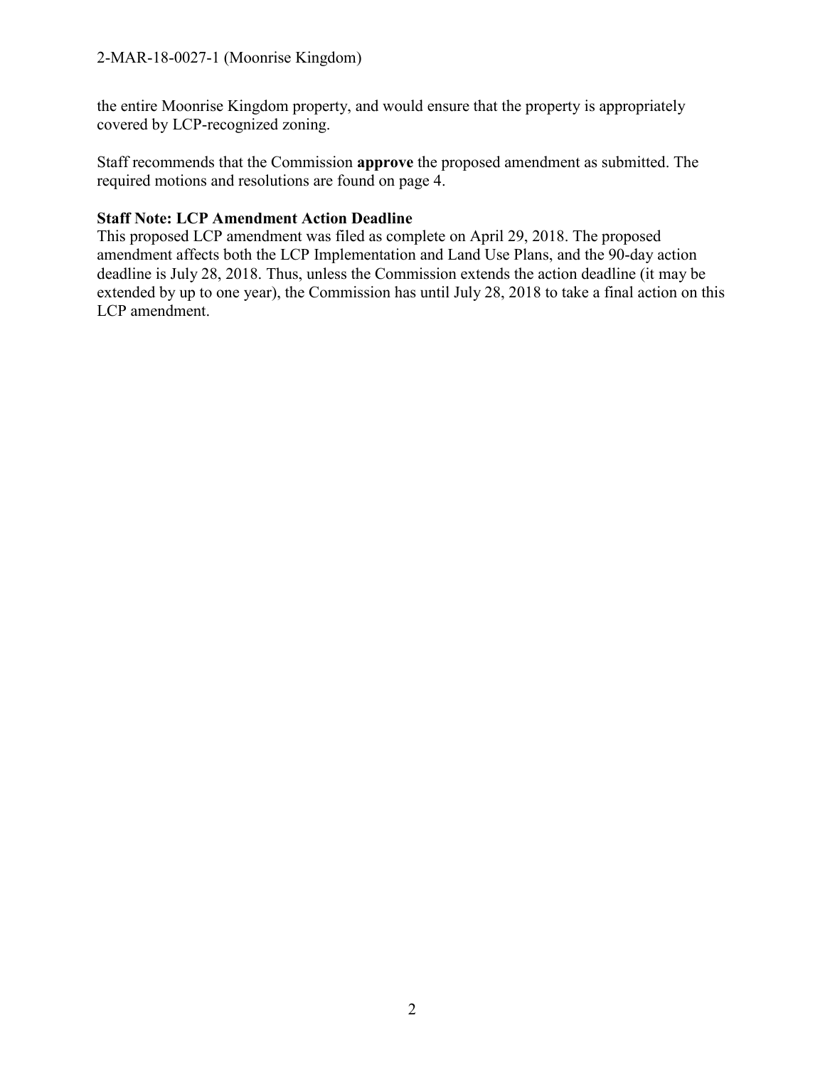the entire Moonrise Kingdom property, and would ensure that the property is appropriately covered by LCP-recognized zoning.

Staff recommends that the Commission **approve** the proposed amendment as submitted. The required motions and resolutions are found on page 4.

**Staff Note: LCP Amendment Action Deadline**

This proposed LCP amendment was filed as complete on April 29, 2018. The proposed amendment affects both the LCP Implementation and Land Use Plans, and the 90-day action deadline is July 28, 2018. Thus, unless the Commission extends the action deadline (it may be extended by up to one year), the Commission has until July 28, 2018 to take a final action on this LCP amendment.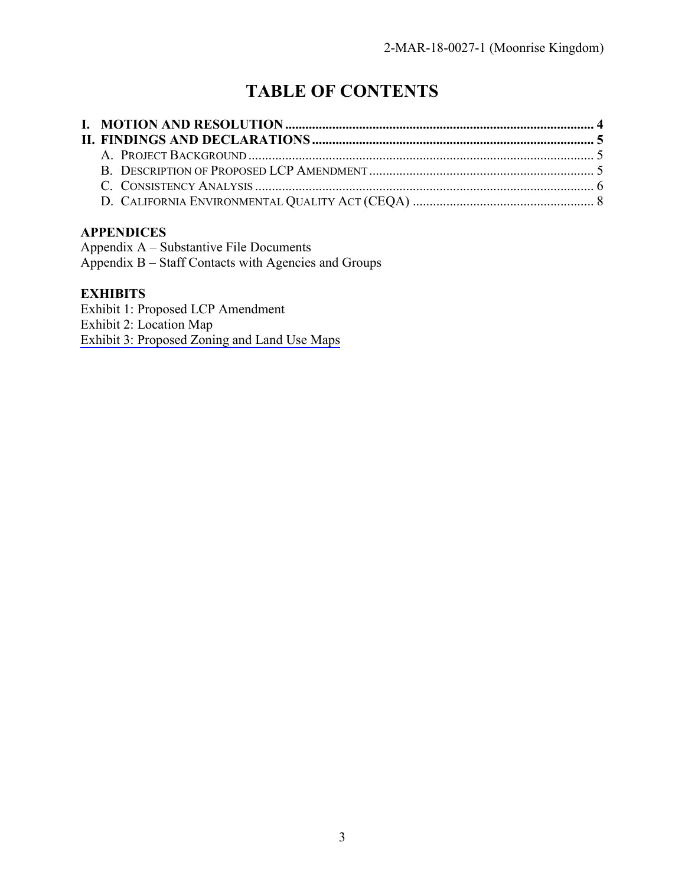# TABLE OF CONTENTS

**I. MOTION AND RESOLUTION** ........................................................................................... **4**
**II. FINDINGS AND DECLARATIONS** ................................................................................... **5**
- A. PROJECT BACKGROUND ...................................................................................................... 5
- B. DESCRIPTION OF PROPOSED LCP AMENDMENT ................................................................... 5
- C. CONSISTENCY ANALYSIS ..................................................................................................... 6
- D. CALIFORNIA ENVIRONMENTAL QUALITY ACT (CEQA) ...................................................... 8

**APPENDICES**

Appendix A – Substantive File Documents
Appendix B – Staff Contacts with Agencies and Groups

**EXHIBITS**

Exhibit 1: Proposed LCP Amendment
Exhibit 2: Location Map
Exhibit 3: Proposed Zoning and Land Use Maps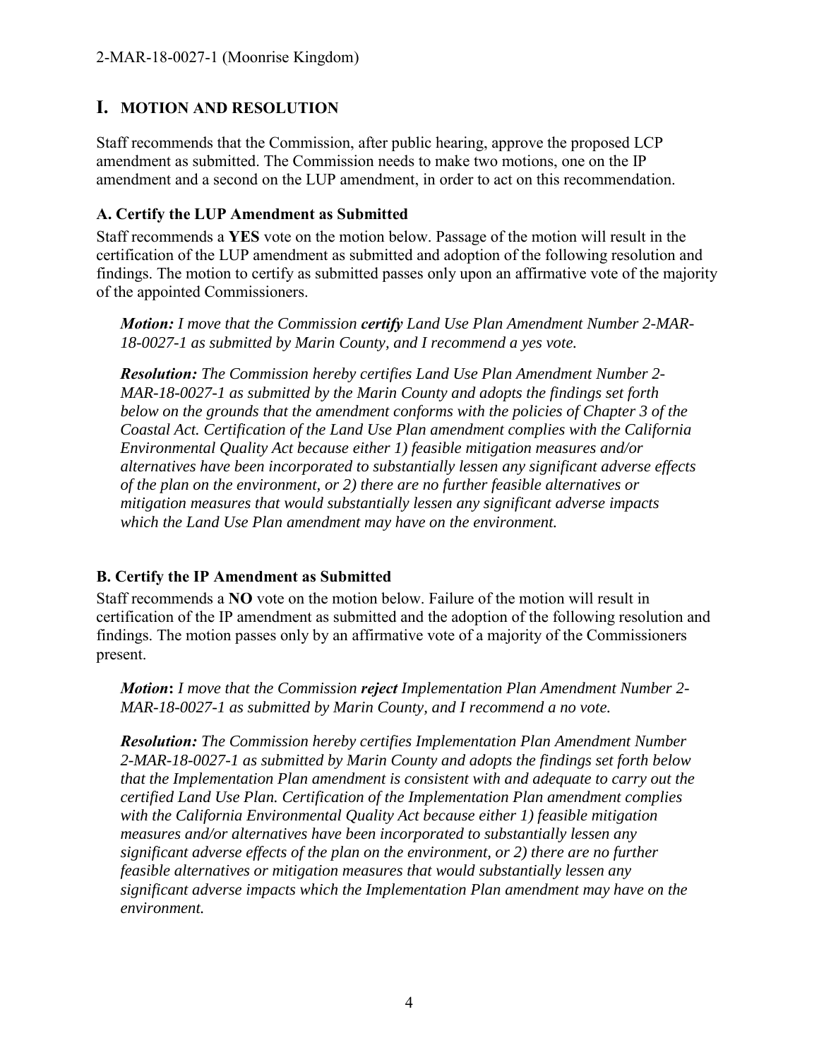## I. MOTION AND RESOLUTION

Staff recommends that the Commission, after public hearing, approve the proposed LCP amendment as submitted. The Commission needs to make two motions, one on the IP amendment and a second on the LUP amendment, in order to act on this recommendation.

### A. Certify the LUP Amendment as Submitted

Staff recommends a **YES** vote on the motion below. Passage of the motion will result in the certification of the LUP amendment as submitted and adoption of the following resolution and findings. The motion to certify as submitted passes only upon an affirmative vote of the majority of the appointed Commissioners.

> ***Motion:*** *I move that the Commission* ***certify*** *Land Use Plan Amendment Number 2-MAR-18-0027-1 as submitted by Marin County, and I recommend a yes vote.*
>
> ***Resolution:*** *The Commission hereby certifies Land Use Plan Amendment Number 2-MAR-18-0027-1 as submitted by the Marin County and adopts the findings set forth below on the grounds that the amendment conforms with the policies of Chapter 3 of the Coastal Act. Certification of the Land Use Plan amendment complies with the California Environmental Quality Act because either 1) feasible mitigation measures and/or alternatives have been incorporated to substantially lessen any significant adverse effects of the plan on the environment, or 2) there are no further feasible alternatives or mitigation measures that would substantially lessen any significant adverse impacts which the Land Use Plan amendment may have on the environment.*

### B. Certify the IP Amendment as Submitted

Staff recommends a **NO** vote on the motion below. Failure of the motion will result in certification of the IP amendment as submitted and the adoption of the following resolution and findings. The motion passes only by an affirmative vote of a majority of the Commissioners present.

> ***Motion*****:** *I move that the Commission* ***reject*** *Implementation Plan Amendment Number 2-MAR-18-0027-1 as submitted by Marin County, and I recommend a no vote.*
>
> ***Resolution:*** *The Commission hereby certifies Implementation Plan Amendment Number 2-MAR-18-0027-1 as submitted by Marin County and adopts the findings set forth below that the Implementation Plan amendment is consistent with and adequate to carry out the certified Land Use Plan. Certification of the Implementation Plan amendment complies with the California Environmental Quality Act because either 1) feasible mitigation measures and/or alternatives have been incorporated to substantially lessen any significant adverse effects of the plan on the environment, or 2) there are no further feasible alternatives or mitigation measures that would substantially lessen any significant adverse impacts which the Implementation Plan amendment may have on the environment.*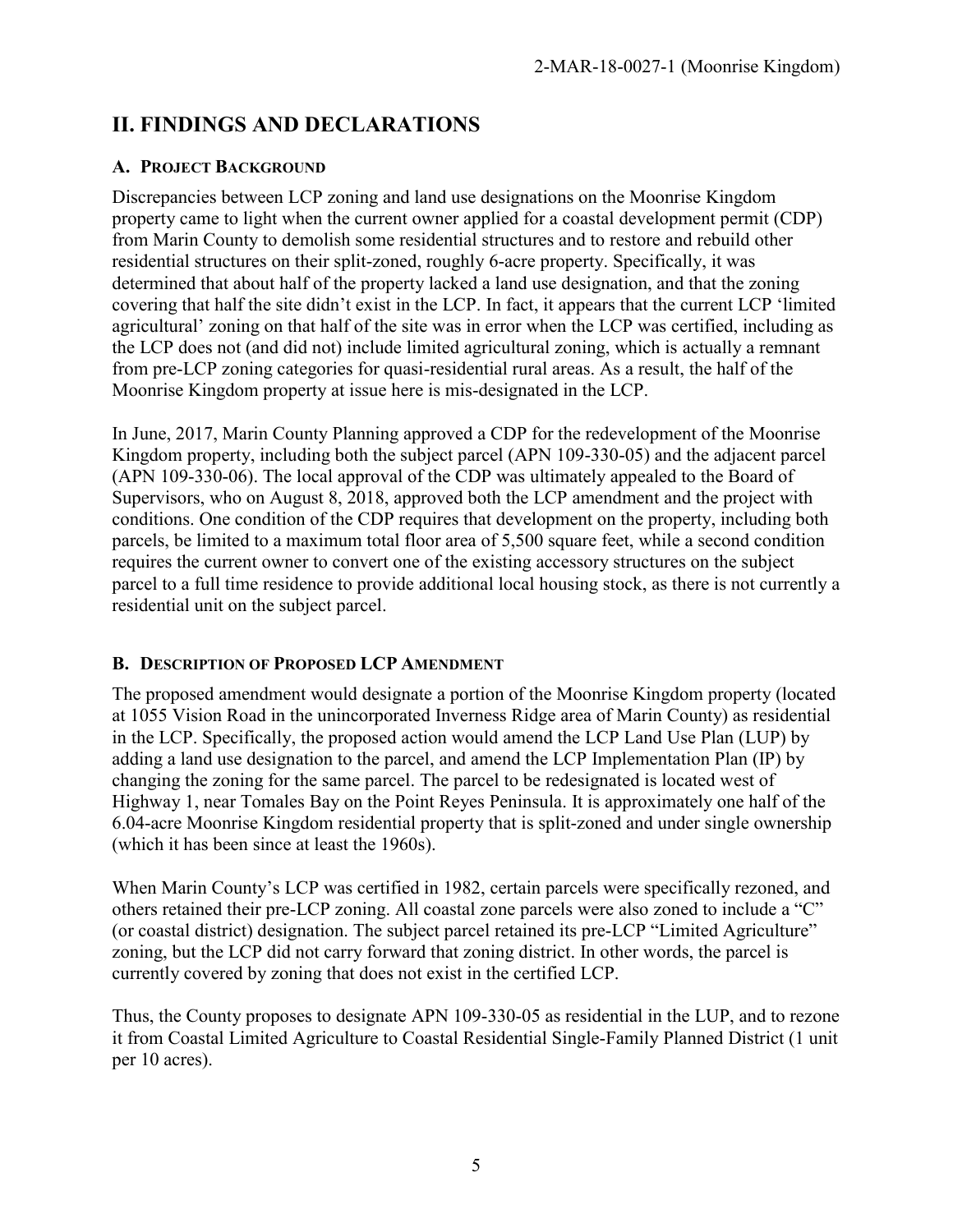## II. FINDINGS AND DECLARATIONS

### A. PROJECT BACKGROUND

Discrepancies between LCP zoning and land use designations on the Moonrise Kingdom property came to light when the current owner applied for a coastal development permit (CDP) from Marin County to demolish some residential structures and to restore and rebuild other residential structures on their split-zoned, roughly 6-acre property. Specifically, it was determined that about half of the property lacked a land use designation, and that the zoning covering that half the site didn't exist in the LCP. In fact, it appears that the current LCP 'limited agricultural' zoning on that half of the site was in error when the LCP was certified, including as the LCP does not (and did not) include limited agricultural zoning, which is actually a remnant from pre-LCP zoning categories for quasi-residential rural areas. As a result, the half of the Moonrise Kingdom property at issue here is mis-designated in the LCP.

In June, 2017, Marin County Planning approved a CDP for the redevelopment of the Moonrise Kingdom property, including both the subject parcel (APN 109-330-05) and the adjacent parcel (APN 109-330-06). The local approval of the CDP was ultimately appealed to the Board of Supervisors, who on August 8, 2018, approved both the LCP amendment and the project with conditions. One condition of the CDP requires that development on the property, including both parcels, be limited to a maximum total floor area of 5,500 square feet, while a second condition requires the current owner to convert one of the existing accessory structures on the subject parcel to a full time residence to provide additional local housing stock, as there is not currently a residential unit on the subject parcel.

### B. DESCRIPTION OF PROPOSED LCP AMENDMENT

The proposed amendment would designate a portion of the Moonrise Kingdom property (located at 1055 Vision Road in the unincorporated Inverness Ridge area of Marin County) as residential in the LCP. Specifically, the proposed action would amend the LCP Land Use Plan (LUP) by adding a land use designation to the parcel, and amend the LCP Implementation Plan (IP) by changing the zoning for the same parcel. The parcel to be redesignated is located west of Highway 1, near Tomales Bay on the Point Reyes Peninsula. It is approximately one half of the 6.04-acre Moonrise Kingdom residential property that is split-zoned and under single ownership (which it has been since at least the 1960s).

When Marin County's LCP was certified in 1982, certain parcels were specifically rezoned, and others retained their pre-LCP zoning. All coastal zone parcels were also zoned to include a "C" (or coastal district) designation. The subject parcel retained its pre-LCP "Limited Agriculture" zoning, but the LCP did not carry forward that zoning district. In other words, the parcel is currently covered by zoning that does not exist in the certified LCP.

Thus, the County proposes to designate APN 109-330-05 as residential in the LUP, and to rezone it from Coastal Limited Agriculture to Coastal Residential Single-Family Planned District (1 unit per 10 acres).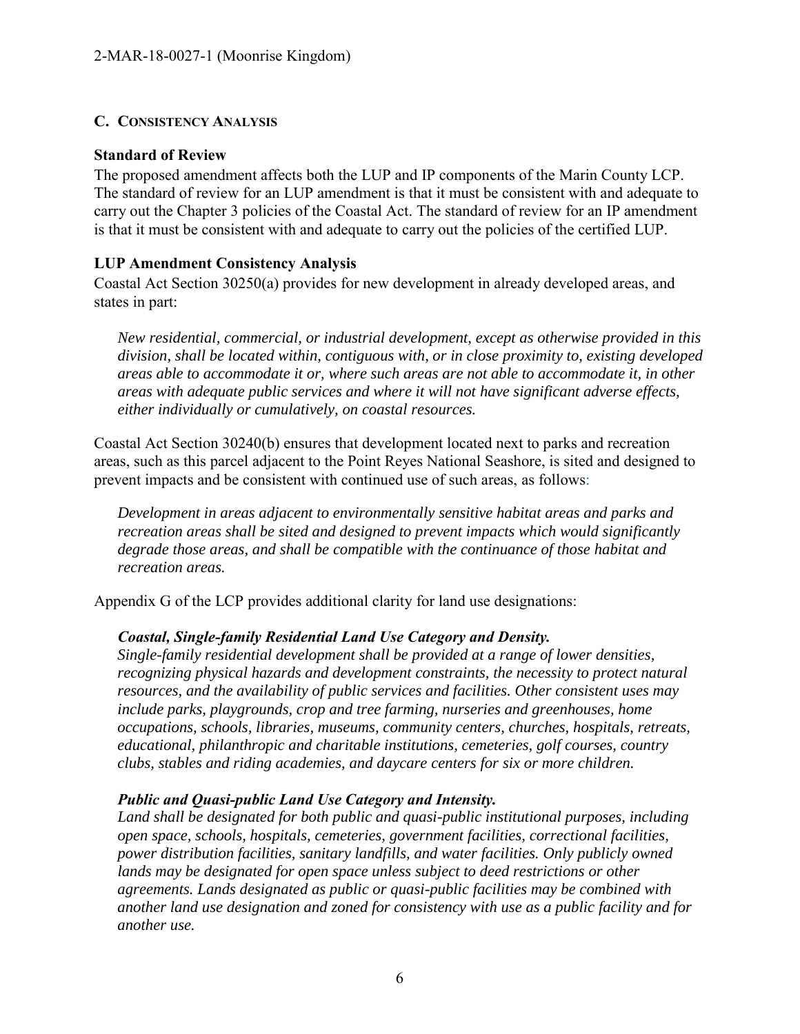## C. CONSISTENCY ANALYSIS

### Standard of Review

The proposed amendment affects both the LUP and IP components of the Marin County LCP. The standard of review for an LUP amendment is that it must be consistent with and adequate to carry out the Chapter 3 policies of the Coastal Act. The standard of review for an IP amendment is that it must be consistent with and adequate to carry out the policies of the certified LUP.

### LUP Amendment Consistency Analysis

Coastal Act Section 30250(a) provides for new development in already developed areas, and states in part:

> *New residential, commercial, or industrial development, except as otherwise provided in this division, shall be located within, contiguous with, or in close proximity to, existing developed areas able to accommodate it or, where such areas are not able to accommodate it, in other areas with adequate public services and where it will not have significant adverse effects, either individually or cumulatively, on coastal resources.*

Coastal Act Section 30240(b) ensures that development located next to parks and recreation areas, such as this parcel adjacent to the Point Reyes National Seashore, is sited and designed to prevent impacts and be consistent with continued use of such areas, as follows:

> *Development in areas adjacent to environmentally sensitive habitat areas and parks and recreation areas shall be sited and designed to prevent impacts which would significantly degrade those areas, and shall be compatible with the continuance of those habitat and recreation areas.*

Appendix G of the LCP provides additional clarity for land use designations:

> ***Coastal, Single-family Residential Land Use Category and Density.***
> *Single-family residential development shall be provided at a range of lower densities, recognizing physical hazards and development constraints, the necessity to protect natural resources, and the availability of public services and facilities. Other consistent uses may include parks, playgrounds, crop and tree farming, nurseries and greenhouses, home occupations, schools, libraries, museums, community centers, churches, hospitals, retreats, educational, philanthropic and charitable institutions, cemeteries, golf courses, country clubs, stables and riding academies, and daycare centers for six or more children.*
>
> ***Public and Quasi-public Land Use Category and Intensity.***
> *Land shall be designated for both public and quasi-public institutional purposes, including open space, schools, hospitals, cemeteries, government facilities, correctional facilities, power distribution facilities, sanitary landfills, and water facilities. Only publicly owned lands may be designated for open space unless subject to deed restrictions or other agreements. Lands designated as public or quasi-public facilities may be combined with another land use designation and zoned for consistency with use as a public facility and for another use.*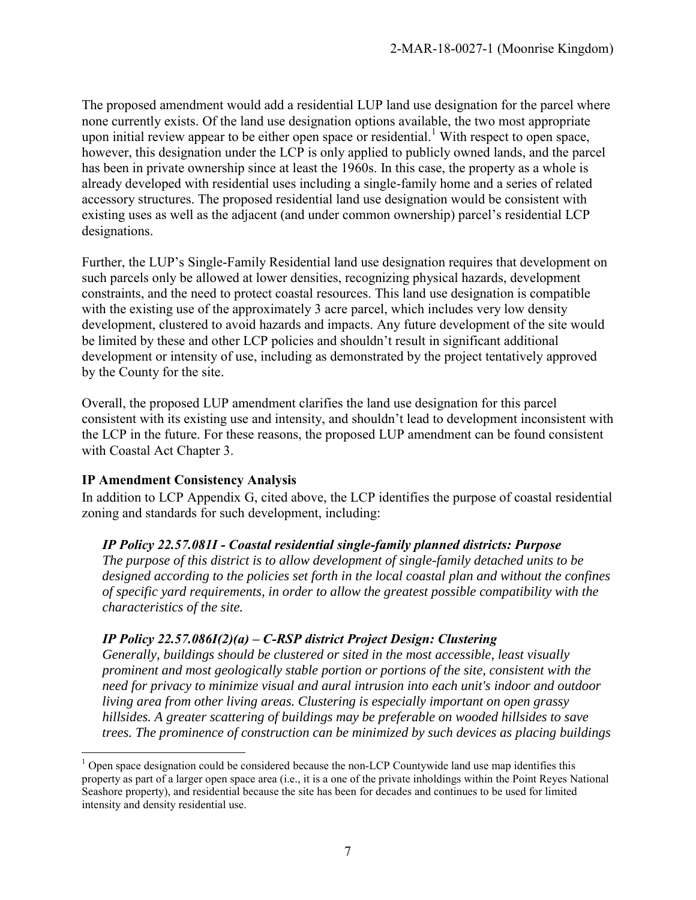The proposed amendment would add a residential LUP land use designation for the parcel where none currently exists. Of the land use designation options available, the two most appropriate upon initial review appear to be either open space or residential.[1] With respect to open space, however, this designation under the LCP is only applied to publicly owned lands, and the parcel has been in private ownership since at least the 1960s. In this case, the property as a whole is already developed with residential uses including a single-family home and a series of related accessory structures. The proposed residential land use designation would be consistent with existing uses as well as the adjacent (and under common ownership) parcel's residential LCP designations.

Further, the LUP's Single-Family Residential land use designation requires that development on such parcels only be allowed at lower densities, recognizing physical hazards, development constraints, and the need to protect coastal resources. This land use designation is compatible with the existing use of the approximately 3 acre parcel, which includes very low density development, clustered to avoid hazards and impacts. Any future development of the site would be limited by these and other LCP policies and shouldn't result in significant additional development or intensity of use, including as demonstrated by the project tentatively approved by the County for the site.

Overall, the proposed LUP amendment clarifies the land use designation for this parcel consistent with its existing use and intensity, and shouldn't lead to development inconsistent with the LCP in the future. For these reasons, the proposed LUP amendment can be found consistent with Coastal Act Chapter 3.

**IP Amendment Consistency Analysis**

In addition to LCP Appendix G, cited above, the LCP identifies the purpose of coastal residential zoning and standards for such development, including:

> ***IP Policy 22.57.081I - Coastal residential single-family planned districts: Purpose***
> *The purpose of this district is to allow development of single-family detached units to be designed according to the policies set forth in the local coastal plan and without the confines of specific yard requirements, in order to allow the greatest possible compatibility with the characteristics of the site.*
>
> ***IP Policy 22.57.086I(2)(a) – C-RSP district Project Design: Clustering***
> *Generally, buildings should be clustered or sited in the most accessible, least visually prominent and most geologically stable portion or portions of the site, consistent with the need for privacy to minimize visual and aural intrusion into each unit's indoor and outdoor living area from other living areas. Clustering is especially important on open grassy hillsides. A greater scattering of buildings may be preferable on wooded hillsides to save trees. The prominence of construction can be minimized by such devices as placing buildings*

---

[1] Open space designation could be considered because the non-LCP Countywide land use map identifies this property as part of a larger open space area (i.e., it is a one of the private inholdings within the Point Reyes National Seashore property), and residential because the site has been for decades and continues to be used for limited intensity and density residential use.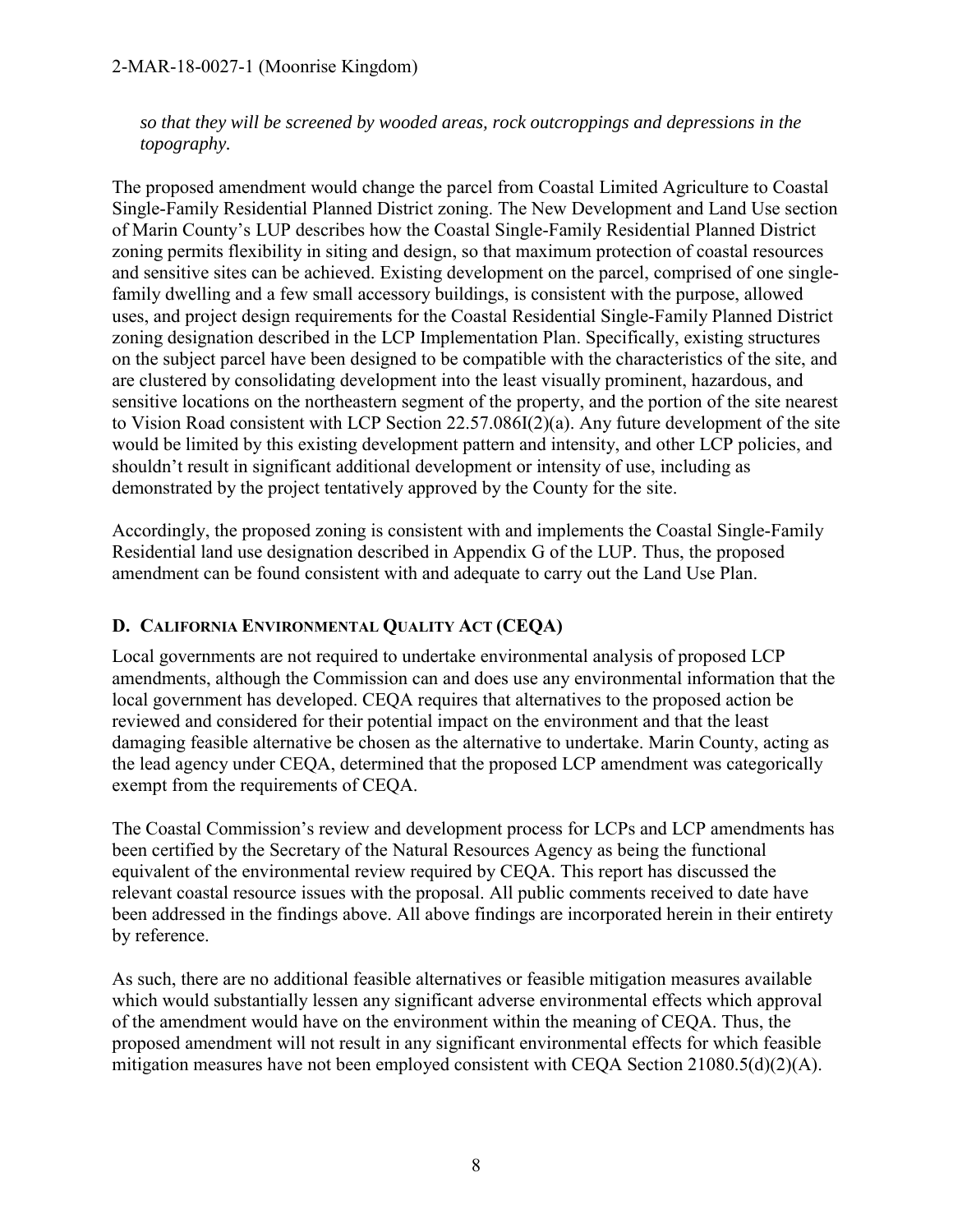*so that they will be screened by wooded areas, rock outcroppings and depressions in the topography.*

The proposed amendment would change the parcel from Coastal Limited Agriculture to Coastal Single-Family Residential Planned District zoning. The New Development and Land Use section of Marin County's LUP describes how the Coastal Single-Family Residential Planned District zoning permits flexibility in siting and design, so that maximum protection of coastal resources and sensitive sites can be achieved. Existing development on the parcel, comprised of one single-family dwelling and a few small accessory buildings, is consistent with the purpose, allowed uses, and project design requirements for the Coastal Residential Single-Family Planned District zoning designation described in the LCP Implementation Plan. Specifically, existing structures on the subject parcel have been designed to be compatible with the characteristics of the site, and are clustered by consolidating development into the least visually prominent, hazardous, and sensitive locations on the northeastern segment of the property, and the portion of the site nearest to Vision Road consistent with LCP Section 22.57.086I(2)(a). Any future development of the site would be limited by this existing development pattern and intensity, and other LCP policies, and shouldn't result in significant additional development or intensity of use, including as demonstrated by the project tentatively approved by the County for the site.

Accordingly, the proposed zoning is consistent with and implements the Coastal Single-Family Residential land use designation described in Appendix G of the LUP. Thus, the proposed amendment can be found consistent with and adequate to carry out the Land Use Plan.

## D. California Environmental Quality Act (CEQA)

Local governments are not required to undertake environmental analysis of proposed LCP amendments, although the Commission can and does use any environmental information that the local government has developed. CEQA requires that alternatives to the proposed action be reviewed and considered for their potential impact on the environment and that the least damaging feasible alternative be chosen as the alternative to undertake. Marin County, acting as the lead agency under CEQA, determined that the proposed LCP amendment was categorically exempt from the requirements of CEQA.

The Coastal Commission's review and development process for LCPs and LCP amendments has been certified by the Secretary of the Natural Resources Agency as being the functional equivalent of the environmental review required by CEQA. This report has discussed the relevant coastal resource issues with the proposal. All public comments received to date have been addressed in the findings above. All above findings are incorporated herein in their entirety by reference.

As such, there are no additional feasible alternatives or feasible mitigation measures available which would substantially lessen any significant adverse environmental effects which approval of the amendment would have on the environment within the meaning of CEQA. Thus, the proposed amendment will not result in any significant environmental effects for which feasible mitigation measures have not been employed consistent with CEQA Section 21080.5(d)(2)(A).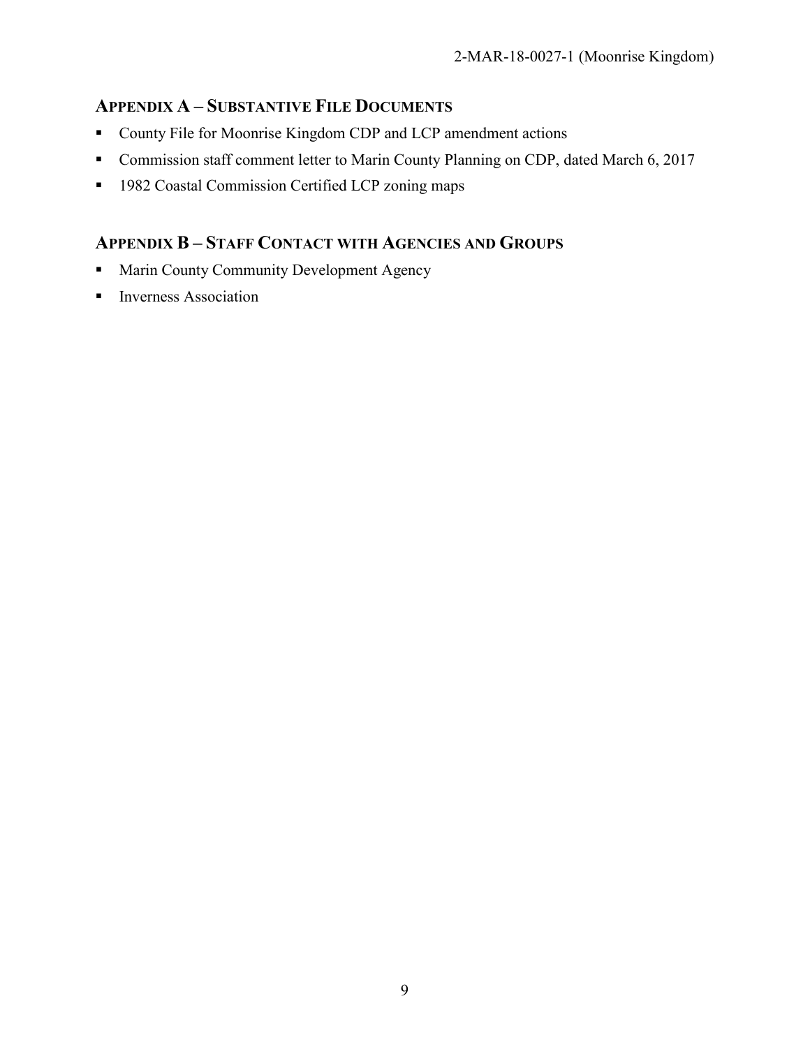## APPENDIX A – SUBSTANTIVE FILE DOCUMENTS

- County File for Moonrise Kingdom CDP and LCP amendment actions
- Commission staff comment letter to Marin County Planning on CDP, dated March 6, 2017
- 1982 Coastal Commission Certified LCP zoning maps

## APPENDIX B – STAFF CONTACT WITH AGENCIES AND GROUPS

- Marin County Community Development Agency
- Inverness Association